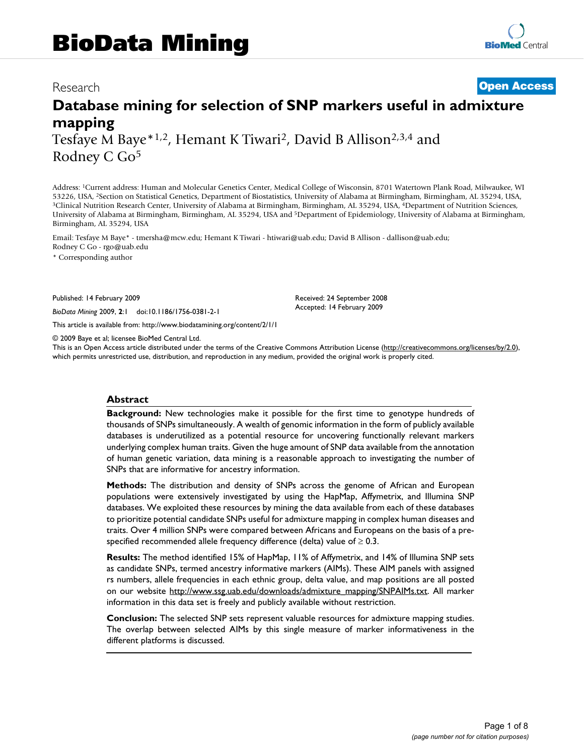# Database mining for selection of SNP markers useful in admixture mapping

Research | Open Access

Tesfaye M Baye*[1,2], Hemant K Tiwari[2], David B Allison[2,3,4] and Rodney C Go[5]

Address: [1]Current address: Human and Molecular Genetics Center, Medical College of Wisconsin, 8701 Watertown Plank Road, Milwaukee, WI 53226, USA, [2]Section on Statistical Genetics, Department of Biostatistics, University of Alabama at Birmingham, Birmingham, AL 35294, USA, [3]Clinical Nutrition Research Center, University of Alabama at Birmingham, Birmingham, AL 35294, USA, [4]Department of Nutrition Sciences, University of Alabama at Birmingham, Birmingham, AL 35294, USA and [5]Department of Epidemiology, University of Alabama at Birmingham, Birmingham, AL 35294, USA

Email: Tesfaye M Baye* - tmersha@mcw.edu; Hemant K Tiwari - htiwari@uab.edu; David B Allison - dallison@uab.edu; Rodney C Go - rgo@uab.edu

\* Corresponding author

Published: 14 February 2009

*BioData Mining* 2009, **2**:1 doi:10.1186/1756-0381-2-1

Received: 24 September 2008

Accepted: 14 February 2009

This article is available from: http://www.biodatamining.org/content/2/1/1

© 2009 Baye et al; licensee BioMed Central Ltd.

This is an Open Access article distributed under the terms of the Creative Commons Attribution License (http://creativecommons.org/licenses/by/2.0), which permits unrestricted use, distribution, and reproduction in any medium, provided the original work is properly cited.

## Abstract

**Background:** New technologies make it possible for the first time to genotype hundreds of thousands of SNPs simultaneously. A wealth of genomic information in the form of publicly available databases is underutilized as a potential resource for uncovering functionally relevant markers underlying complex human traits. Given the huge amount of SNP data available from the annotation of human genetic variation, data mining is a reasonable approach to investigating the number of SNPs that are informative for ancestry information.

**Methods:** The distribution and density of SNPs across the genome of African and European populations were extensively investigated by using the HapMap, Affymetrix, and Illumina SNP databases. We exploited these resources by mining the data available from each of these databases to prioritize potential candidate SNPs useful for admixture mapping in complex human diseases and traits. Over 4 million SNPs were compared between Africans and Europeans on the basis of a pre-specified recommended allele frequency difference (delta) value of $\geq 0.3$.

**Results:** The method identified 15% of HapMap, 11% of Affymetrix, and 14% of Illumina SNP sets as candidate SNPs, termed ancestry informative markers (AIMs). These AIM panels with assigned rs numbers, allele frequencies in each ethnic group, delta value, and map positions are all posted on our website http://www.ssg.uab.edu/downloads/admixture_mapping/SNPAIMs.txt. All marker information in this data set is freely and publicly available without restriction.

**Conclusion:** The selected SNP sets represent valuable resources for admixture mapping studies. The overlap between selected AIMs by this single measure of marker informativeness in the different platforms is discussed.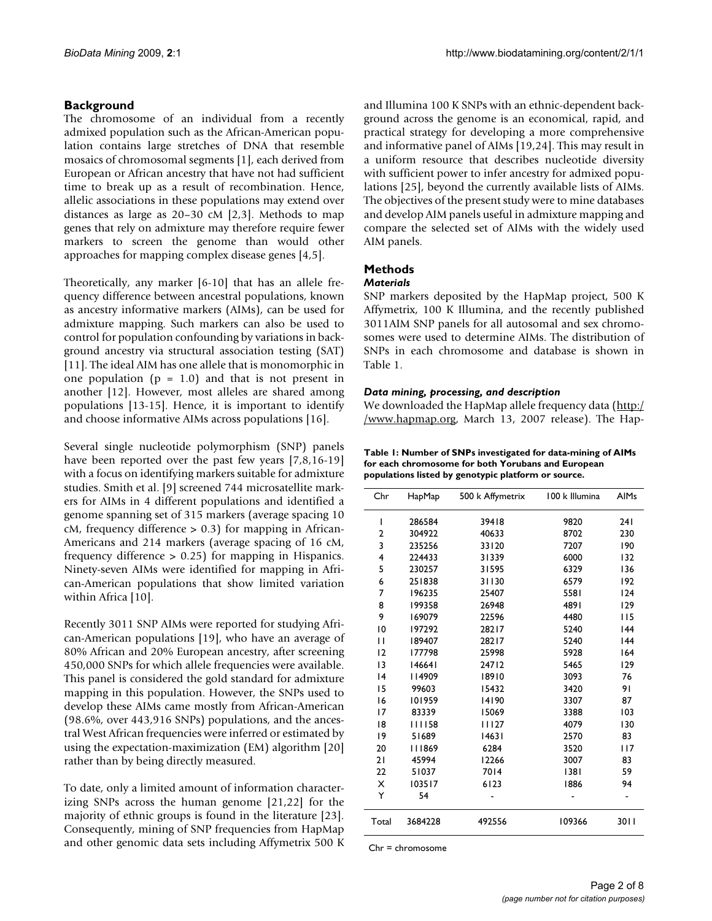## Background

The chromosome of an individual from a recently admixed population such as the African-American population contains large stretches of DNA that resemble mosaics of chromosomal segments [1], each derived from European or African ancestry that have not had sufficient time to break up as a result of recombination. Hence, allelic associations in these populations may extend over distances as large as 20–30 cM [2,3]. Methods to map genes that rely on admixture may therefore require fewer markers to screen the genome than would other approaches for mapping complex disease genes [4,5].

Theoretically, any marker [6-10] that has an allele frequency difference between ancestral populations, known as ancestry informative markers (AIMs), can be used for admixture mapping. Such markers can also be used to control for population confounding by variations in background ancestry via structural association testing (SAT) [11]. The ideal AIM has one allele that is monomorphic in one population ($p = 1.0$) and that is not present in another [12]. However, most alleles are shared among populations [13-15]. Hence, it is important to identify and choose informative AIMs across populations [16].

Several single nucleotide polymorphism (SNP) panels have been reported over the past few years [7,8,16-19] with a focus on identifying markers suitable for admixture studies. Smith et al. [9] screened 744 microsatellite markers for AIMs in 4 different populations and identified a genome spanning set of 315 markers (average spacing 10 cM, frequency difference > 0.3) for mapping in African-Americans and 214 markers (average spacing of 16 cM, frequency difference > 0.25) for mapping in Hispanics. Ninety-seven AIMs were identified for mapping in African-American populations that show limited variation within Africa [10].

Recently 3011 SNP AIMs were reported for studying African-American populations [19], who have an average of 80% African and 20% European ancestry, after screening 450,000 SNPs for which allele frequencies were available. This panel is considered the gold standard for admixture mapping in this population. However, the SNPs used to develop these AIMs came mostly from African-American (98.6%, over 443,916 SNPs) populations, and the ancestral West African frequencies were inferred or estimated by using the expectation-maximization (EM) algorithm [20] rather than by being directly measured.

To date, only a limited amount of information characterizing SNPs across the human genome [21,22] for the majority of ethnic groups is found in the literature [23]. Consequently, mining of SNP frequencies from HapMap and other genomic data sets including Affymetrix 500 K and Illumina 100 K SNPs with an ethnic-dependent background across the genome is an economical, rapid, and practical strategy for developing a more comprehensive and informative panel of AIMs [19,24]. This may result in a uniform resource that describes nucleotide diversity with sufficient power to infer ancestry for admixed populations [25], beyond the currently available lists of AIMs. The objectives of the present study were to mine databases and develop AIM panels useful in admixture mapping and compare the selected set of AIMs with the widely used AIM panels.

## Methods

### *Materials*

SNP markers deposited by the HapMap project, 500 K Affymetrix, 100 K Illumina, and the recently published 3011AIM SNP panels for all autosomal and sex chromosomes were used to determine AIMs. The distribution of SNPs in each chromosome and database is shown in Table 1.

### *Data mining, processing, and description*

We downloaded the HapMap allele frequency data (http://www.hapmap.org, March 13, 2007 release). The Hap-

**Table 1: Number of SNPs investigated for data-mining of AIMs for each chromosome for both Yorubans and European populations listed by genotypic platform or source.**

| Chr | HapMap | 500 k Affymetrix | 100 k Illumina | AIMs |
|---|---|---|---|---|
| 1 | 286584 | 39418 | 9820 | 241 |
| 2 | 304922 | 40633 | 8702 | 230 |
| 3 | 235256 | 33120 | 7207 | 190 |
| 4 | 224433 | 31339 | 6000 | 132 |
| 5 | 230257 | 31595 | 6329 | 136 |
| 6 | 251838 | 31130 | 6579 | 192 |
| 7 | 196235 | 25407 | 5581 | 124 |
| 8 | 199358 | 26948 | 4891 | 129 |
| 9 | 169079 | 22596 | 4480 | 115 |
| 10 | 197292 | 28217 | 5240 | 144 |
| 11 | 189407 | 28217 | 5240 | 144 |
| 12 | 177798 | 25998 | 5928 | 164 |
| 13 | 146641 | 24712 | 5465 | 129 |
| 14 | 114909 | 18910 | 3093 | 76 |
| 15 | 99603 | 15432 | 3420 | 91 |
| 16 | 101959 | 14190 | 3307 | 87 |
| 17 | 83339 | 15069 | 3388 | 103 |
| 18 | 111158 | 11127 | 4079 | 130 |
| 19 | 51689 | 14631 | 2570 | 83 |
| 20 | 111869 | 6284 | 3520 | 117 |
| 21 | 45994 | 12266 | 3007 | 83 |
| 22 | 51037 | 7014 | 1381 | 59 |
| X | 103517 | 6123 | 1886 | 94 |
| Y | 54 | - | - | - |
| Total | 3684228 | 492556 | 109366 | 3011 |

Chr = chromosome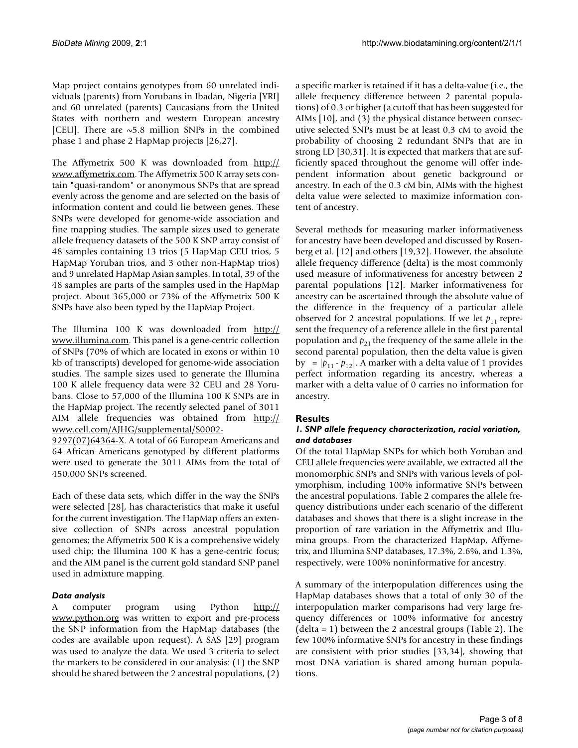Map project contains genotypes from 60 unrelated individuals (parents) from Yorubans in Ibadan, Nigeria [YRI] and 60 unrelated (parents) Caucasians from the United States with northern and western European ancestry [CEU]. There are ~5.8 million SNPs in the combined phase 1 and phase 2 HapMap projects [26,27].

The Affymetrix 500 K was downloaded from http://www.affymetrix.com. The Affymetrix 500 K array sets contain "quasi-random" or anonymous SNPs that are spread evenly across the genome and are selected on the basis of information content and could lie between genes. These SNPs were developed for genome-wide association and fine mapping studies. The sample sizes used to generate allele frequency datasets of the 500 K SNP array consist of 48 samples containing 13 trios (5 HapMap CEU trios, 5 HapMap Yoruban trios, and 3 other non-HapMap trios) and 9 unrelated HapMap Asian samples. In total, 39 of the 48 samples are parts of the samples used in the HapMap project. About 365,000 or 73% of the Affymetrix 500 K SNPs have also been typed by the HapMap Project.

The Illumina 100 K was downloaded from http://www.illumina.com. This panel is a gene-centric collection of SNPs (70% of which are located in exons or within 10 kb of transcripts) developed for genome-wide association studies. The sample sizes used to generate the Illumina 100 K allele frequency data were 32 CEU and 28 Yorubans. Close to 57,000 of the Illumina 100 K SNPs are in the HapMap project. The recently selected panel of 3011 AIM allele frequencies was obtained from http://www.cell.com/AJHG/supplemental/S0002-9297(07)64364-X. A total of 66 European Americans and 64 African Americans genotyped by different platforms were used to generate the 3011 AIMs from the total of 450,000 SNPs screened.

Each of these data sets, which differ in the way the SNPs were selected [28], has characteristics that make it useful for the current investigation. The HapMap offers an extensive collection of SNPs across ancestral population genomes; the Affymetrix 500 K is a comprehensive widely used chip; the Illumina 100 K has a gene-centric focus; and the AIM panel is the current gold standard SNP panel used in admixture mapping.

### *Data analysis*

A computer program using Python http://www.python.org was written to export and pre-process the SNP information from the HapMap databases (the codes are available upon request). A SAS [29] program was used to analyze the data. We used 3 criteria to select the markers to be considered in our analysis: (1) the SNP should be shared between the 2 ancestral populations, (2) a specific marker is retained if it has a delta-value (i.e., the allele frequency difference between 2 parental populations) of 0.3 or higher (a cutoff that has been suggested for AIMs [10], and (3) the physical distance between consecutive selected SNPs must be at least 0.3 cM to avoid the probability of choosing 2 redundant SNPs that are in strong LD [30,31]. It is expected that markers that are sufficiently spaced throughout the genome will offer independent information about genetic background or ancestry. In each of the 0.3 cM bin, AIMs with the highest delta value were selected to maximize information content of ancestry.

Several methods for measuring marker informativeness for ancestry have been developed and discussed by Rosenberg et al. [12] and others [19,32]. However, the absolute allele frequency difference (delta) is the most commonly used measure of informativeness for ancestry between 2 parental populations [12]. Marker informativeness for ancestry can be ascertained through the absolute value of the difference in the frequency of a particular allele observed for 2 ancestral populations. If we let $p_{11}$ represent the frequency of a reference allele in the first parental population and $p_{21}$ the frequency of the same allele in the second parental population, then the delta value is given by $= |p_{11} - p_{12}|$. A marker with a delta value of 1 provides perfect information regarding its ancestry, whereas a marker with a delta value of 0 carries no information for ancestry.

## Results

### *1. SNP allele frequency characterization, racial variation, and databases*

Of the total HapMap SNPs for which both Yoruban and CEU allele frequencies were available, we extracted all the monomorphic SNPs and SNPs with various levels of polymorphism, including 100% informative SNPs between the ancestral populations. Table 2 compares the allele frequency distributions under each scenario of the different databases and shows that there is a slight increase in the proportion of rare variation in the Affymetrix and Illumina groups. From the characterized HapMap, Affymetrix, and Illumina SNP databases, 17.3%, 2.6%, and 1.3%, respectively, were 100% noninformative for ancestry.

A summary of the interpopulation differences using the HapMap databases shows that a total of only 30 of the interpopulation marker comparisons had very large frequency differences or 100% informative for ancestry (delta = 1) between the 2 ancestral groups (Table 2). The few 100% informative SNPs for ancestry in these findings are consistent with prior studies [33,34], showing that most DNA variation is shared among human populations.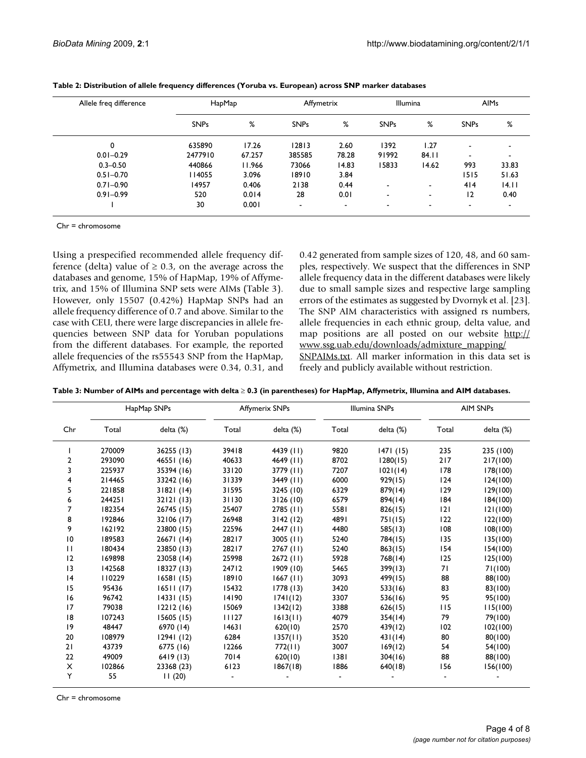**Table 2: Distribution of allele frequency differences (Yoruba vs. European) across SNP marker databases**

| Allele freq difference | HapMap | | Affymetrix | | Illumina | | AIMs | |
|---|---|---|---|---|---|---|---|---|
| | SNPs | % | SNPs | % | SNPs | % | SNPs | % |
| 0 | 635890 | 17.26 | 12813 | 2.60 | 1392 | 1.27 | - | - |
| 0.01–0.29 | 2477910 | 67.257 | 385585 | 78.28 | 91992 | 84.11 | - | - |
| 0.3–0.50 | 440866 | 11.966 | 73066 | 14.83 | 15833 | 14.62 | 993 | 33.83 |
| 0.51–0.70 | 114055 | 3.096 | 18910 | 3.84 | | | 1515 | 51.63 |
| 0.71–0.90 | 14957 | 0.406 | 2138 | 0.44 | - | - | 414 | 14.11 |
| 0.91–0.99 | 520 | 0.014 | 28 | 0.01 | - | - | 12 | 0.40 |
| 1 | 30 | 0.001 | - | - | - | - | - | - |

Chr = chromosome

Using a prespecified recommended allele frequency difference (delta) value of ≥ 0.3, on the average across the databases and genome, 15% of HapMap, 19% of Affymetrix, and 15% of Illumina SNP sets were AIMs (Table 3). However, only 15507 (0.42%) HapMap SNPs had an allele frequency difference of 0.7 and above. Similar to the case with CEU, there were large discrepancies in allele frequencies between SNP data for Yoruban populations from the different databases. For example, the reported allele frequencies of the rs55543 SNP from the HapMap, Affymetrix, and Illumina databases were 0.34, 0.31, and 0.42 generated from sample sizes of 120, 48, and 60 samples, respectively. We suspect that the differences in SNP allele frequency data in the different databases were likely due to small sample sizes and respective large sampling errors of the estimates as suggested by Dvornyk et al. [23]. The SNP AIM characteristics with assigned rs numbers, allele frequencies in each ethnic group, delta value, and map positions are all posted on our website http://www.ssg.uab.edu/downloads/admixture_mapping/SNPAIMs.txt. All marker information in this data set is freely and publicly available without restriction.

**Table 3: Number of AIMs and percentage with delta ≥ 0.3 (in parentheses) for HapMap, Affymetrix, Illumina and AIM databases.**

| Chr | HapMap SNPs | | Affymerix SNPs | | Illumina SNPs | | AIM SNPs | |
|---|---|---|---|---|---|---|---|---|
| | Total | delta (%) | Total | delta (%) | Total | delta (%) | Total | delta (%) |
| 1 | 270009 | 36255 (13) | 39418 | 4439 (11) | 9820 | 1471 (15) | 235 | 235 (100) |
| 2 | 293090 | 46551 (16) | 40633 | 4649 (11) | 8702 | 1280(15) | 217 | 217(100) |
| 3 | 225937 | 35394 (16) | 33120 | 3779 (11) | 7207 | 1021(14) | 178 | 178(100) |
| 4 | 214465 | 33242 (16) | 31339 | 3449 (11) | 6000 | 929(15) | 124 | 124(100) |
| 5 | 221858 | 31821 (14) | 31595 | 3245 (10) | 6329 | 879(14) | 129 | 129(100) |
| 6 | 244251 | 32121 (13) | 31130 | 3126 (10) | 6579 | 894(14) | 184 | 184(100) |
| 7 | 182354 | 26745 (15) | 25407 | 2785 (11) | 5581 | 826(15) | 121 | 121(100) |
| 8 | 192846 | 32106 (17) | 26948 | 3142 (12) | 4891 | 751(15) | 122 | 122(100) |
| 9 | 162192 | 23800 (15) | 22596 | 2447 (11) | 4480 | 585(13) | 108 | 108(100) |
| 10 | 189583 | 26671 (14) | 28217 | 3005 (11) | 5240 | 784(15) | 135 | 135(100) |
| 11 | 180434 | 23850 (13) | 28217 | 2767 (11) | 5240 | 863(15) | 154 | 154(100) |
| 12 | 169898 | 23058 (14) | 25998 | 2672 (11) | 5928 | 768(14) | 125 | 125(100) |
| 13 | 142568 | 18327 (13) | 24712 | 1909 (10) | 5465 | 399(13) | 71 | 71(100) |
| 14 | 110229 | 16581 (15) | 18910 | 1667 (11) | 3093 | 499(15) | 88 | 88(100) |
| 15 | 95436 | 16511 (17) | 15432 | 1778 (13) | 3420 | 533(16) | 83 | 83(100) |
| 16 | 96742 | 14331 (15) | 14190 | 1741(12) | 3307 | 536(16) | 95 | 95(100) |
| 17 | 79038 | 12212 (16) | 15069 | 1342(12) | 3388 | 626(15) | 115 | 115(100) |
| 18 | 107243 | 15605 (15) | 11127 | 1613(11) | 4079 | 354(14) | 79 | 79(100) |
| 19 | 48447 | 6970 (14) | 14631 | 620(10) | 2570 | 439(12) | 102 | 102(100) |
| 20 | 108979 | 12941 (12) | 6284 | 1357(11) | 3520 | 431(14) | 80 | 80(100) |
| 21 | 43739 | 6775 (16) | 12266 | 772(11) | 3007 | 169(12) | 54 | 54(100) |
| 22 | 49009 | 6419 (13) | 7014 | 620(10) | 1381 | 304(16) | 88 | 88(100) |
| X | 102866 | 23368 (23) | 6123 | 1867(18) | 1886 | 640(18) | 156 | 156(100) |
| Y | 55 | 11 (20) | - | - | - | - | - | - |

Chr = chromosome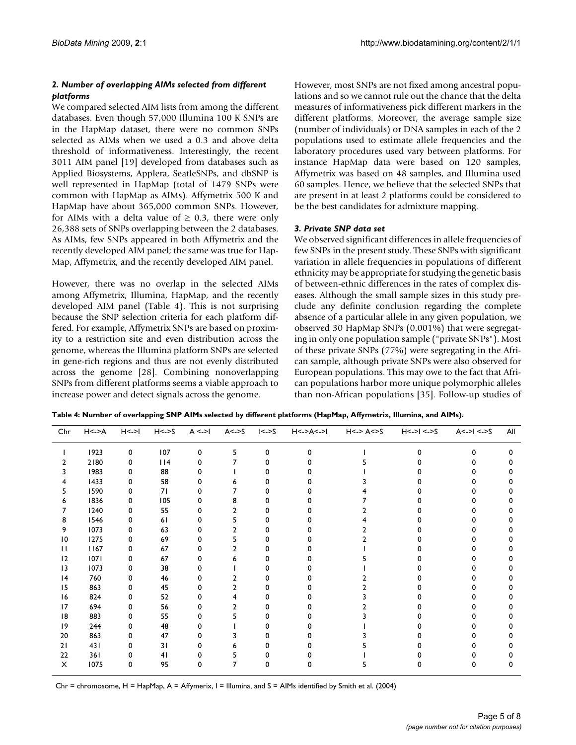### *2. Number of overlapping AIMs selected from different platforms*

We compared selected AIM lists from among the different databases. Even though 57,000 Illumina 100 K SNPs are in the HapMap dataset, there were no common SNPs selected as AIMs when we used a 0.3 and above delta threshold of informativeness. Interestingly, the recent 3011 AIM panel [19] developed from databases such as Applied Biosystems, Applera, SeatleSNPs, and dbSNP is well represented in HapMap (total of 1479 SNPs were common with HapMap as AIMs). Affymetrix 500 K and HapMap have about 365,000 common SNPs. However, for AIMs with a delta value of ≥ 0.3, there were only 26,388 sets of SNPs overlapping between the 2 databases. As AIMs, few SNPs appeared in both Affymetrix and the recently developed AIM panel; the same was true for HapMap, Affymetrix, and the recently developed AIM panel.

However, there was no overlap in the selected AIMs among Affymetrix, Illumina, HapMap, and the recently developed AIM panel (Table 4). This is not surprising because the SNP selection criteria for each platform differed. For example, Affymetrix SNPs are based on proximity to a restriction site and even distribution across the genome, whereas the Illumina platform SNPs are selected in gene-rich regions and thus are not evenly distributed across the genome [28]. Combining nonoverlapping SNPs from different platforms seems a viable approach to increase power and detect signals across the genome.

However, most SNPs are not fixed among ancestral populations and so we cannot rule out the chance that the delta measures of informativeness pick different markers in the different platforms. Moreover, the average sample size (number of individuals) or DNA samples in each of the 2 populations used to estimate allele frequencies and the laboratory procedures used vary between platforms. For instance HapMap data were based on 120 samples, Affymetrix was based on 48 samples, and Illumina used 60 samples. Hence, we believe that the selected SNPs that are present in at least 2 platforms could be considered to be the best candidates for admixture mapping.

### *3. Private SNP data set*

We observed significant differences in allele frequencies of few SNPs in the present study. These SNPs with significant variation in allele frequencies in populations of different ethnicity may be appropriate for studying the genetic basis of between-ethnic differences in the rates of complex diseases. Although the small sample sizes in this study preclude any definite conclusion regarding the complete absence of a particular allele in any given population, we observed 30 HapMap SNPs (0.001%) that were segregating in only one population sample ("private SNPs"). Most of these private SNPs (77%) were segregating in the African sample, although private SNPs were also observed for European populations. This may owe to the fact that African populations harbor more unique polymorphic alleles than non-African populations [35]. Follow-up studies of

**Table 4: Number of overlapping SNP AIMs selected by different platforms (HapMap, Affymetrix, Illumina, and AIMs).**

| Chr | H<->A | H<->I | H<->S | A <->I | A<->S | I<->S | H<->A<->I | H<-> A<>S | H<->I <->S | A<->I <->S | All |
|---|---|---|---|---|---|---|---|---|---|---|---|
| 1 | 1923 | 0 | 107 | 0 | 5 | 0 | 0 | 1 | 0 | 0 | 0 |
| 2 | 2180 | 0 | 114 | 0 | 7 | 0 | 0 | 5 | 0 | 0 | 0 |
| 3 | 1983 | 0 | 88 | 0 | 1 | 0 | 0 | 1 | 0 | 0 | 0 |
| 4 | 1433 | 0 | 58 | 0 | 6 | 0 | 0 | 3 | 0 | 0 | 0 |
| 5 | 1590 | 0 | 71 | 0 | 7 | 0 | 0 | 4 | 0 | 0 | 0 |
| 6 | 1836 | 0 | 105 | 0 | 8 | 0 | 0 | 7 | 0 | 0 | 0 |
| 7 | 1240 | 0 | 55 | 0 | 2 | 0 | 0 | 2 | 0 | 0 | 0 |
| 8 | 1546 | 0 | 61 | 0 | 5 | 0 | 0 | 4 | 0 | 0 | 0 |
| 9 | 1073 | 0 | 63 | 0 | 2 | 0 | 0 | 2 | 0 | 0 | 0 |
| 10 | 1275 | 0 | 69 | 0 | 5 | 0 | 0 | 2 | 0 | 0 | 0 |
| 11 | 1167 | 0 | 67 | 0 | 2 | 0 | 0 | 1 | 0 | 0 | 0 |
| 12 | 1071 | 0 | 67 | 0 | 6 | 0 | 0 | 5 | 0 | 0 | 0 |
| 13 | 1073 | 0 | 38 | 0 | 1 | 0 | 0 | 1 | 0 | 0 | 0 |
| 14 | 760 | 0 | 46 | 0 | 2 | 0 | 0 | 2 | 0 | 0 | 0 |
| 15 | 863 | 0 | 45 | 0 | 2 | 0 | 0 | 2 | 0 | 0 | 0 |
| 16 | 824 | 0 | 52 | 0 | 4 | 0 | 0 | 3 | 0 | 0 | 0 |
| 17 | 694 | 0 | 56 | 0 | 2 | 0 | 0 | 2 | 0 | 0 | 0 |
| 18 | 883 | 0 | 55 | 0 | 5 | 0 | 0 | 3 | 0 | 0 | 0 |
| 19 | 244 | 0 | 48 | 0 | 1 | 0 | 0 | 1 | 0 | 0 | 0 |
| 20 | 863 | 0 | 47 | 0 | 3 | 0 | 0 | 3 | 0 | 0 | 0 |
| 21 | 431 | 0 | 31 | 0 | 6 | 0 | 0 | 5 | 0 | 0 | 0 |
| 22 | 361 | 0 | 41 | 0 | 5 | 0 | 0 | 1 | 0 | 0 | 0 |
| X | 1075 | 0 | 95 | 0 | 7 | 0 | 0 | 5 | 0 | 0 | 0 |

Chr = chromosome, H = HapMap, A = Affymerix, I = Illumina, and S = AIMs identified by Smith et al. (2004)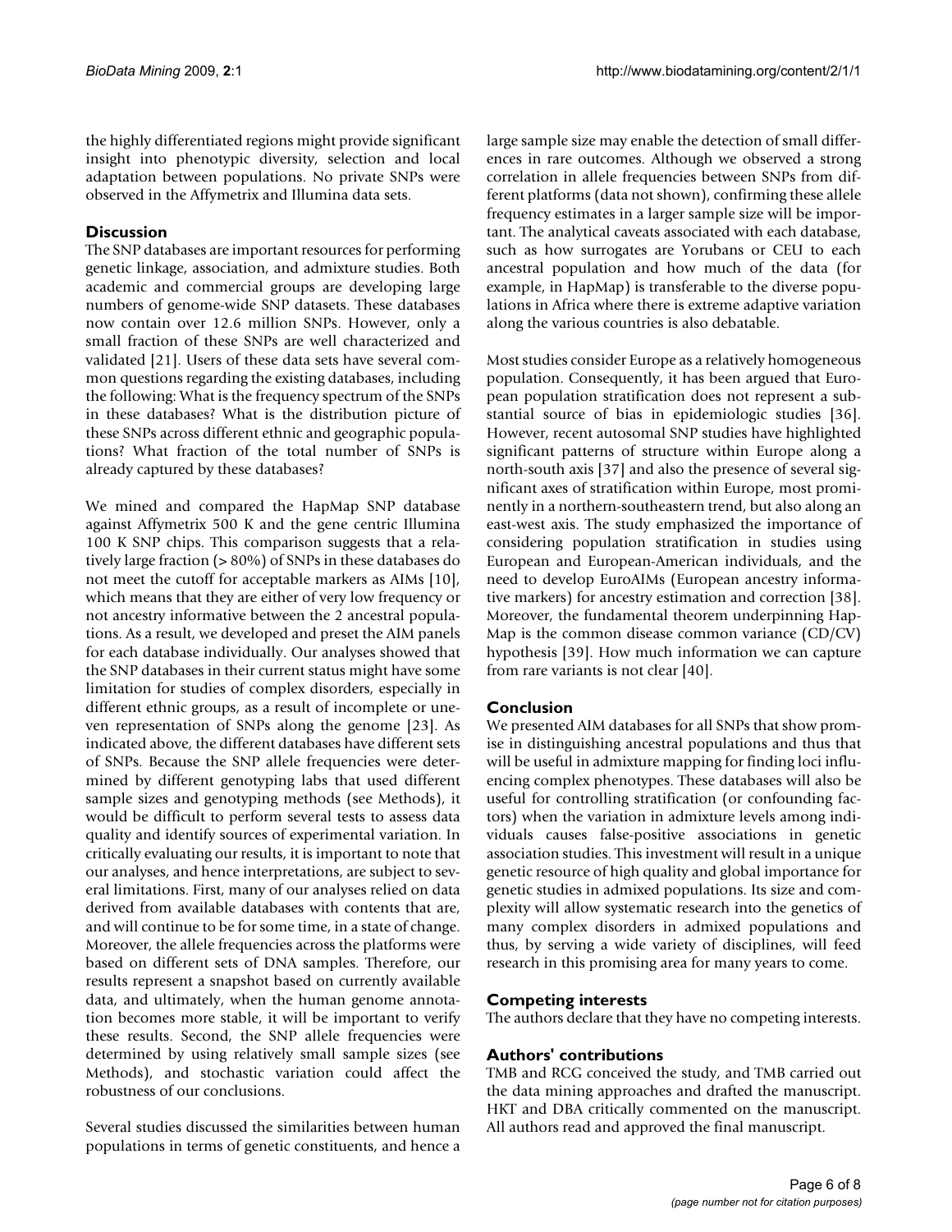the highly differentiated regions might provide significant insight into phenotypic diversity, selection and local adaptation between populations. No private SNPs were observed in the Affymetrix and Illumina data sets.

## Discussion

The SNP databases are important resources for performing genetic linkage, association, and admixture studies. Both academic and commercial groups are developing large numbers of genome-wide SNP datasets. These databases now contain over 12.6 million SNPs. However, only a small fraction of these SNPs are well characterized and validated [21]. Users of these data sets have several common questions regarding the existing databases, including the following: What is the frequency spectrum of the SNPs in these databases? What is the distribution picture of these SNPs across different ethnic and geographic populations? What fraction of the total number of SNPs is already captured by these databases?

We mined and compared the HapMap SNP database against Affymetrix 500 K and the gene centric Illumina 100 K SNP chips. This comparison suggests that a relatively large fraction (> 80%) of SNPs in these databases do not meet the cutoff for acceptable markers as AIMs [10], which means that they are either of very low frequency or not ancestry informative between the 2 ancestral populations. As a result, we developed and preset the AIM panels for each database individually. Our analyses showed that the SNP databases in their current status might have some limitation for studies of complex disorders, especially in different ethnic groups, as a result of incomplete or uneven representation of SNPs along the genome [23]. As indicated above, the different databases have different sets of SNPs. Because the SNP allele frequencies were determined by different genotyping labs that used different sample sizes and genotyping methods (see Methods), it would be difficult to perform several tests to assess data quality and identify sources of experimental variation. In critically evaluating our results, it is important to note that our analyses, and hence interpretations, are subject to several limitations. First, many of our analyses relied on data derived from available databases with contents that are, and will continue to be for some time, in a state of change. Moreover, the allele frequencies across the platforms were based on different sets of DNA samples. Therefore, our results represent a snapshot based on currently available data, and ultimately, when the human genome annotation becomes more stable, it will be important to verify these results. Second, the SNP allele frequencies were determined by using relatively small sample sizes (see Methods), and stochastic variation could affect the robustness of our conclusions.

Several studies discussed the similarities between human populations in terms of genetic constituents, and hence a large sample size may enable the detection of small differences in rare outcomes. Although we observed a strong correlation in allele frequencies between SNPs from different platforms (data not shown), confirming these allele frequency estimates in a larger sample size will be important. The analytical caveats associated with each database, such as how surrogates are Yorubans or CEU to each ancestral population and how much of the data (for example, in HapMap) is transferable to the diverse populations in Africa where there is extreme adaptive variation along the various countries is also debatable.

Most studies consider Europe as a relatively homogeneous population. Consequently, it has been argued that European population stratification does not represent a substantial source of bias in epidemiologic studies [36]. However, recent autosomal SNP studies have highlighted significant patterns of structure within Europe along a north-south axis [37] and also the presence of several significant axes of stratification within Europe, most prominently in a northern-southeastern trend, but also along an east-west axis. The study emphasized the importance of considering population stratification in studies using European and European-American individuals, and the need to develop EuroAIMs (European ancestry informative markers) for ancestry estimation and correction [38]. Moreover, the fundamental theorem underpinning HapMap is the common disease common variance (CD/CV) hypothesis [39]. How much information we can capture from rare variants is not clear [40].

## Conclusion

We presented AIM databases for all SNPs that show promise in distinguishing ancestral populations and thus that will be useful in admixture mapping for finding loci influencing complex phenotypes. These databases will also be useful for controlling stratification (or confounding factors) when the variation in admixture levels among individuals causes false-positive associations in genetic association studies. This investment will result in a unique genetic resource of high quality and global importance for genetic studies in admixed populations. Its size and complexity will allow systematic research into the genetics of many complex disorders in admixed populations and thus, by serving a wide variety of disciplines, will feed research in this promising area for many years to come.

## Competing interests

The authors declare that they have no competing interests.

## Authors' contributions

TMB and RCG conceived the study, and TMB carried out the data mining approaches and drafted the manuscript. HKT and DBA critically commented on the manuscript. All authors read and approved the final manuscript.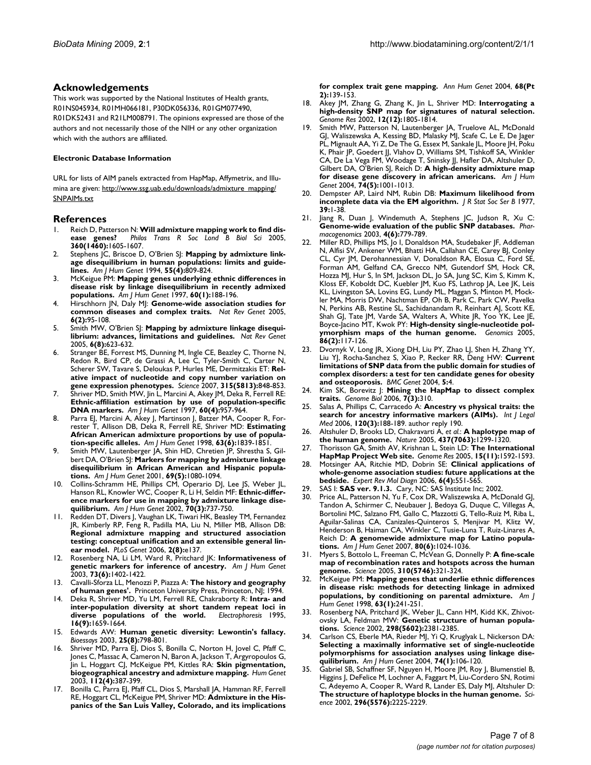## Acknowledgements

This work was supported by the National Institutes of Health grants, R01NS045934, R01MH066181, P30DK056336, R01GM077490, R01DK52431 and R21LM008791. The opinions expressed are those of the authors and not necessarily those of the NIH or any other organization which with the authors are affiliated.

### Electronic Database Information

URL for lists of AIM panels extracted from HapMap, Affymetrix, and Illumina are given: http://www.ssg.uab.edu/downloads/admixture_mapping/SNPAIMs.txt

## References

1. Reich D, Patterson N: **Will admixture mapping work to find disease genes?** *Philos Trans R Soc Lond B Biol Sci* 2005, **360(1460):**1605-1607.
2. Stephens JC, Briscoe D, O'Brien SJ: **Mapping by admixture linkage disequilibrium in human populations: limits and guidelines.** *Am J Hum Genet* 1994, **55(4):**809-824.
3. McKeigue PM: **Mapping genes underlying ethnic differences in disease risk by linkage disequilibrium in recently admixed populations.** *Am J Hum Genet* 1997, **60(1):**188-196.
4. Hirschhorn JN, Daly MJ: **Genome-wide association studies for common diseases and complex traits.** *Nat Rev Genet* 2005, **6(2):**95-108.
5. Smith MW, O'Brien SJ: **Mapping by admixture linkage disequilibrium: advances, limitations and guidelines.** *Nat Rev Genet* 2005, **6(8):**623-632.
6. Stranger BE, Forrest MS, Dunning M, Ingle CE, Beazley C, Thorne N, Redon R, Bird CP, de Grassi A, Lee C, Tyler-Smith C, Carter N, Scherer SW, Tavare S, Deloukas P, Hurles ME, Dermitzakis ET: **Relative impact of nucleotide and copy number variation on gene expression phenotypes.** *Science* 2007, **315(5813):**848-853.
7. Shriver MD, Smith MW, Jin L, Marcini A, Akey JM, Deka R, Ferrell RE: **Ethnic-affiliation estimation by use of population-specific DNA markers.** *Am J Hum Genet* 1997, **60(4):**957-964.
8. Parra EJ, Marcini A, Akey J, Martinson J, Batzer MA, Cooper R, Forrester T, Allison DB, Deka R, Ferrell RE, Shriver MD: **Estimating African American admixture proportions by use of population-specific alleles.** *Am J Hum Genet* 1998, **63(6):**1839-1851.
9. Smith MW, Lautenberger JA, Shin HD, Chretien JP, Shrestha S, Gilbert DA, O'Brien SJ: **Markers for mapping by admixture linkage disequilibrium in African American and Hispanic populations.** *Am J Hum Genet* 2001, **69(5):**1080-1094.
10. Collins-Schramm HE, Phillips CM, Operario DJ, Lee JS, Weber JL, Hanson RL, Knowler WC, Cooper R, Li H, Seldin MF: **Ethnic-difference markers for use in mapping by admixture linkage disequilibrium.** *Am J Hum Genet* 2002, **70(3):**737-750.
11. Redden DT, Divers J, Vaughan LK, Tiwari HK, Beasley TM, Fernandez JR, Kimberly RP, Feng R, Padilla MA, Liu N, Miller MB, Allison DB: **Regional admixture mapping and structured association testing: conceptual unification and an extensible general linear model.** *PLoS Genet* 2006, **2(8):**e137.
12. Rosenberg NA, Li LM, Ward R, Pritchard JK: **Informativeness of genetic markers for inference of ancestry.** *Am J Hum Genet* 2003, **73(6):**1402-1422.
13. Cavalli-Sforza LL, Menozzi P, Piazza A: **The history and geography of human genes'.** Princeton University Press, Princeton, NJ; 1994.
14. Deka R, Shriver MD, Yu LM, Ferrell RE, Chakraborty R: **Intra- and inter-population diversity at short tandem repeat loci in diverse populations of the world.** *Electrophoresis* 1995, **16(9):**1659-1664.
15. Edwards AW: **Human genetic diversity: Lewontin's fallacy.** *Bioessays* 2003, **25(8):**798-801.
16. Shriver MD, Parra EJ, Dios S, Bonilla C, Norton H, Jovel C, Pfaff C, Jones C, Massac A, Cameron N, Baron A, Jackson T, Argyropoulos G, Jin L, Hoggart CJ, McKeigue PM, Kittles RA: **Skin pigmentation, biogeographical ancestry and admixture mapping.** *Hum Genet* 2003, **112(4):**387-399.
17. Bonilla C, Parra EJ, Pfaff CL, Dios S, Marshall JA, Hamman RF, Ferrell RE, Hoggart CL, McKeigue PM, Shriver MD: **Admixture in the Hispanics of the San Luis Valley, Colorado, and its implications for complex trait gene mapping.** *Ann Hum Genet* 2004, **68(Pt 2):**139-153.
18. Akey JM, Zhang G, Zhang K, Jin L, Shriver MD: **Interrogating a high-density SNP map for signatures of natural selection.** *Genome Res* 2002, **12(12):**1805-1814.
19. Smith MW, Patterson N, Lautenberger JA, Truelove AL, McDonald GJ, Waliszewska A, Kessing BD, Malasky MJ, Scafe C, Le E, De Jager PL, Mignault AA, Yi Z, De The G, Essex M, Sankale JL, Moore JH, Poku K, Phair JP, Goedert JJ, Vlahov D, Williams SM, Tishkoff SA, Winkler CA, De La Vega FM, Woodage T, Sninsky JJ, Hafler DA, Altshuler D, Gilbert DA, O'Brien SJ, Reich D: **A high-density admixture map for disease gene discovery in african americans.** *Am J Hum Genet* 2004, **74(5):**1001-1013.
20. Dempster AP, Laird NM, Rubin DB: **Maximum likelihood from incomplete data via the EM algorithm.** *J R Stat Soc Ser B* 1977, **39:**1-38.
21. Jiang R, Duan J, Windemuth A, Stephens JC, Judson R, Xu C: **Genome-wide evaluation of the public SNP databases.** *Pharmacogenomics* 2003, **4(6):**779-789.
22. Miller RD, Phillips MS, Jo I, Donaldson MA, Studebaker JF, Addleman N, Alfisi SV, Ankener WM, Bhatti HA, Callahan CE, Carey BJ, Conley CL, Cyr JM, Derohannessian V, Donaldson RA, Elosua C, Ford SE, Forman AM, Gelfand CA, Grecco NM, Gutendorf SM, Hock CR, Hozza MJ, Hur S, In SM, Jackson DL, Jo SA, Jung SC, Kim S, Kimm K, Kloss EF, Koboldt DC, Kuebler JM, Kuo FS, Lathrop JA, Lee JK, Leis KL, Livingston SA, Lovins EG, Lundy ML, Maggan S, Minton M, Mockler MA, Morris DW, Nachtman EP, Oh B, Park C, Park CW, Pavelka N, Perkins AB, Restine SL, Sachidanandam R, Reinhart AJ, Scott KE, Shah GJ, Tate JM, Varde SA, Walters A, White JR, Yoo YK, Lee JE, Boyce-Jacino MT, Kwok PY: **High-density single-nucleotide polymorphism maps of the human genome.** *Genomics* 2005, **86(2):**117-126.
23. Dvornyk V, Long JR, Xiong DH, Liu PY, Zhao LJ, Shen H, Zhang YY, Liu YJ, Rocha-Sanchez S, Xiao P, Recker RR, Deng HW: **Current limitations of SNP data from the public domain for studies of complex disorders: a test for ten candidate genes for obesity and osteoporosis.** *BMC Genet* 2004, **5:**4.
24. Kim SK, Borevitz J: **Mining the HapMap to dissect complex traits.** *Genome Biol* 2006, **7(3):**310.
25. Salas A, Phillips C, Carracedo A: **Ancestry vs physical traits: the search for ancestry informative markers (AIMs).** *Int J Legal Med* 2006, **120(3):**188-189. author reply 190.
26. Altshuler D, Brooks LD, Chakravarti A, *et al.*: **A haplotype map of the human genome.** *Nature* 2005, **437(7063):**1299-1320.
27. Thorisson GA, Smith AV, Krishnan L, Stein LD: **The International HapMap Project Web site.** *Genome Res* 2005, **15(11):**1592-1593.
28. Motsinger AA, Ritchie MD, Dobrin SE: **Clinical applications of whole-genome association studies: future applications at the bedside.** *Expert Rev Mol Diagn* 2006, **6(4):**551-565.
29. SAS I: **SAS ver. 9.1.3.** Cary, NC: SAS Institute Inc; 2002.
30. Price AL, Patterson N, Yu F, Cox DR, Waliszewska A, McDonald GJ, Tandon A, Schirmer C, Neubauer J, Bedoya G, Duque C, Villegas A, Bortolini MC, Salzano FM, Gallo C, Mazzotti G, Tello-Ruiz M, Riba L, Aguilar-Salinas CA, Canizales-Quinteros S, Menjivar M, Klitz W, Henderson B, Haiman CA, Winkler C, Tusie-Luna T, Ruiz-Linares A, Reich D: **A genomewide admixture map for Latino populations.** *Am J Hum Genet* 2007, **80(6):**1024-1036.
31. Myers S, Bottolo L, Freeman C, McVean G, Donnelly P: **A fine-scale map of recombination rates and hotspots across the human genome.** *Science* 2005, **310(5746):**321-324.
32. McKeigue PM: **Mapping genes that underlie ethnic differences in disease risk: methods for detecting linkage in admixed populations, by conditioning on parental admixture.** *Am J Hum Genet* 1998, **63(1):**241-251.
33. Rosenberg NA, Pritchard JK, Weber JL, Cann HM, Kidd KK, Zhivotovsky LA, Feldman MW: **Genetic structure of human populations.** *Science* 2002, **298(5602):**2381-2385.
34. Carlson CS, Eberle MA, Rieder MJ, Yi Q, Kruglyak L, Nickerson DA: **Selecting a maximally informative set of single-nucleotide polymorphisms for association analyses using linkage disequilibrium.** *Am J Hum Genet* 2004, **74(1):**106-120.
35. Gabriel SB, Schaffner SF, Nguyen H, Moore JM, Roy J, Blumenstiel B, Higgins J, DeFelice M, Lochner A, Faggart M, Liu-Cordero SN, Rotimi C, Adeyemo A, Cooper R, Ward R, Lander ES, Daly MJ, Altshuler D: **The structure of haplotype blocks in the human genome.** *Science* 2002, **296(5576):**2225-2229.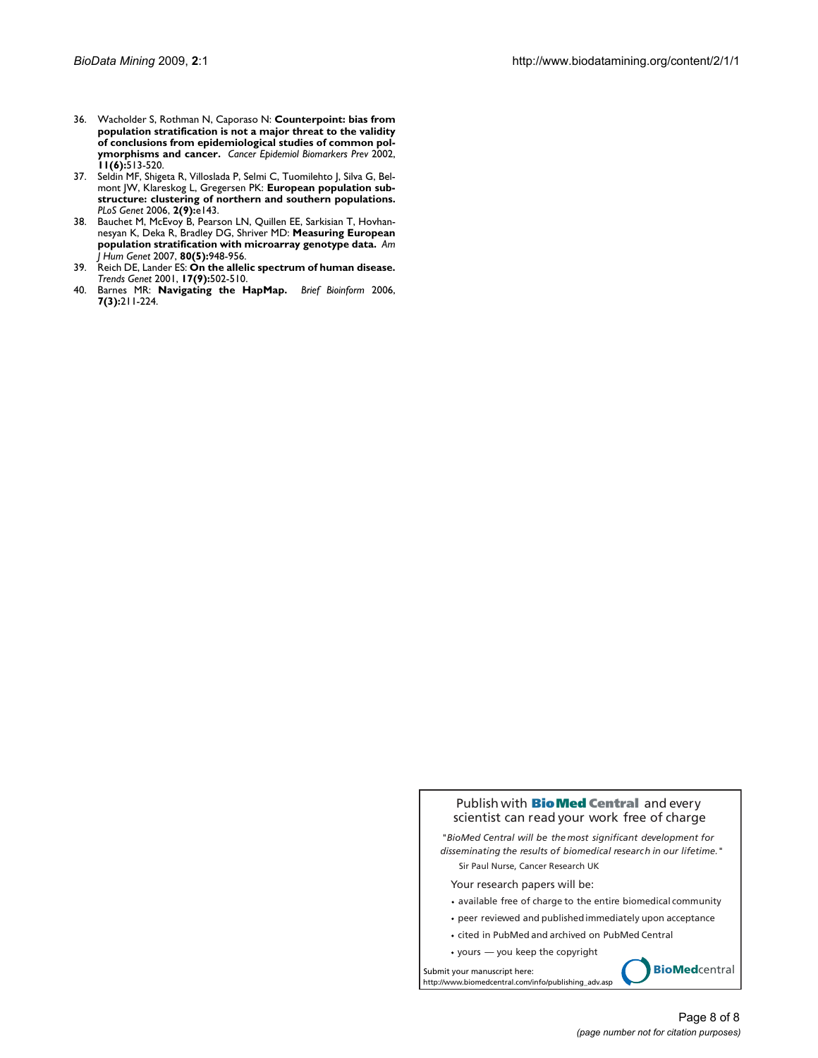36. Wacholder S, Rothman N, Caporaso N: **Counterpoint: bias from population stratification is not a major threat to the validity of conclusions from epidemiological studies of common polymorphisms and cancer.** *Cancer Epidemiol Biomarkers Prev* 2002, **11(6):**513-520.
37. Seldin MF, Shigeta R, Villoslada P, Selmi C, Tuomilehto J, Silva G, Belmont JW, Klareskog L, Gregersen PK: **European population substructure: clustering of northern and southern populations.** *PLoS Genet* 2006, **2(9):**e143.
38. Bauchet M, McEvoy B, Pearson LN, Quillen EE, Sarkisian T, Hovhannesyan K, Deka R, Bradley DG, Shriver MD: **Measuring European population stratification with microarray genotype data.** *Am J Hum Genet* 2007, **80(5):**948-956.
39. Reich DE, Lander ES: **On the allelic spectrum of human disease.** *Trends Genet* 2001, **17(9):**502-510.
40. Barnes MR: **Navigating the HapMap.** *Brief Bioinform* 2006, **7(3):**211-224.

Publish with **BioMed Central** and every scientist can read your work free of charge

*"BioMed Central will be the most significant development for disseminating the results of biomedical research in our lifetime."*
Sir Paul Nurse, Cancer Research UK

Your research papers will be:

- available free of charge to the entire biomedical community
- peer reviewed and published immediately upon acceptance
- cited in PubMed and archived on PubMed Central
- yours — you keep the copyright

Submit your manuscript here:
http://www.biomedcentral.com/info/publishing_adv.asp

**BioMed**central